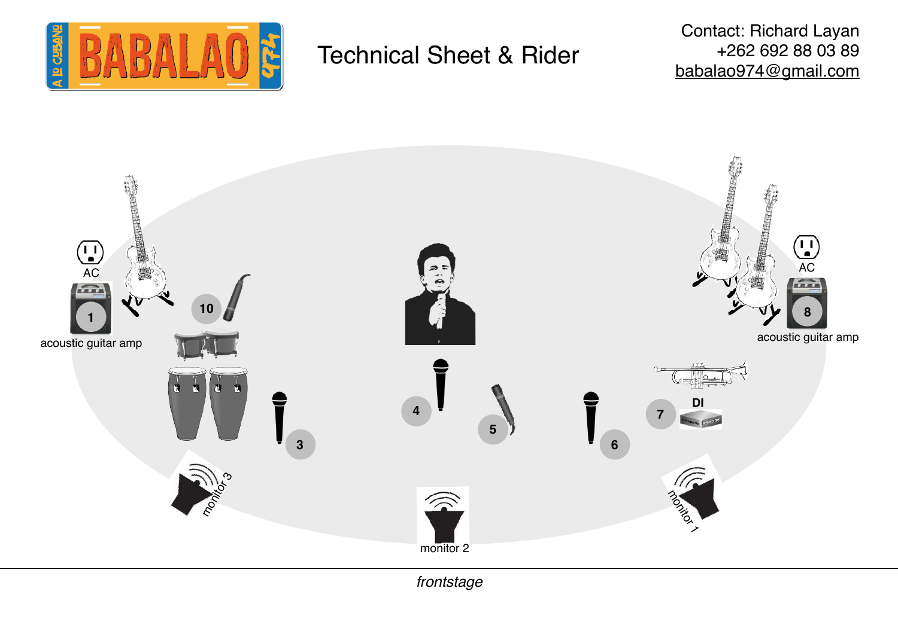# Technical Sheet & Rider

Contact: Richard Layan
+262 692 88 03 89
babalao974@gmail.com

AC

1

acoustic guitar amp

10

3

4

5

6

7

DI

AC

8

acoustic guitar amp

monitor 3

monitor 2

monitor 1

*frontstage*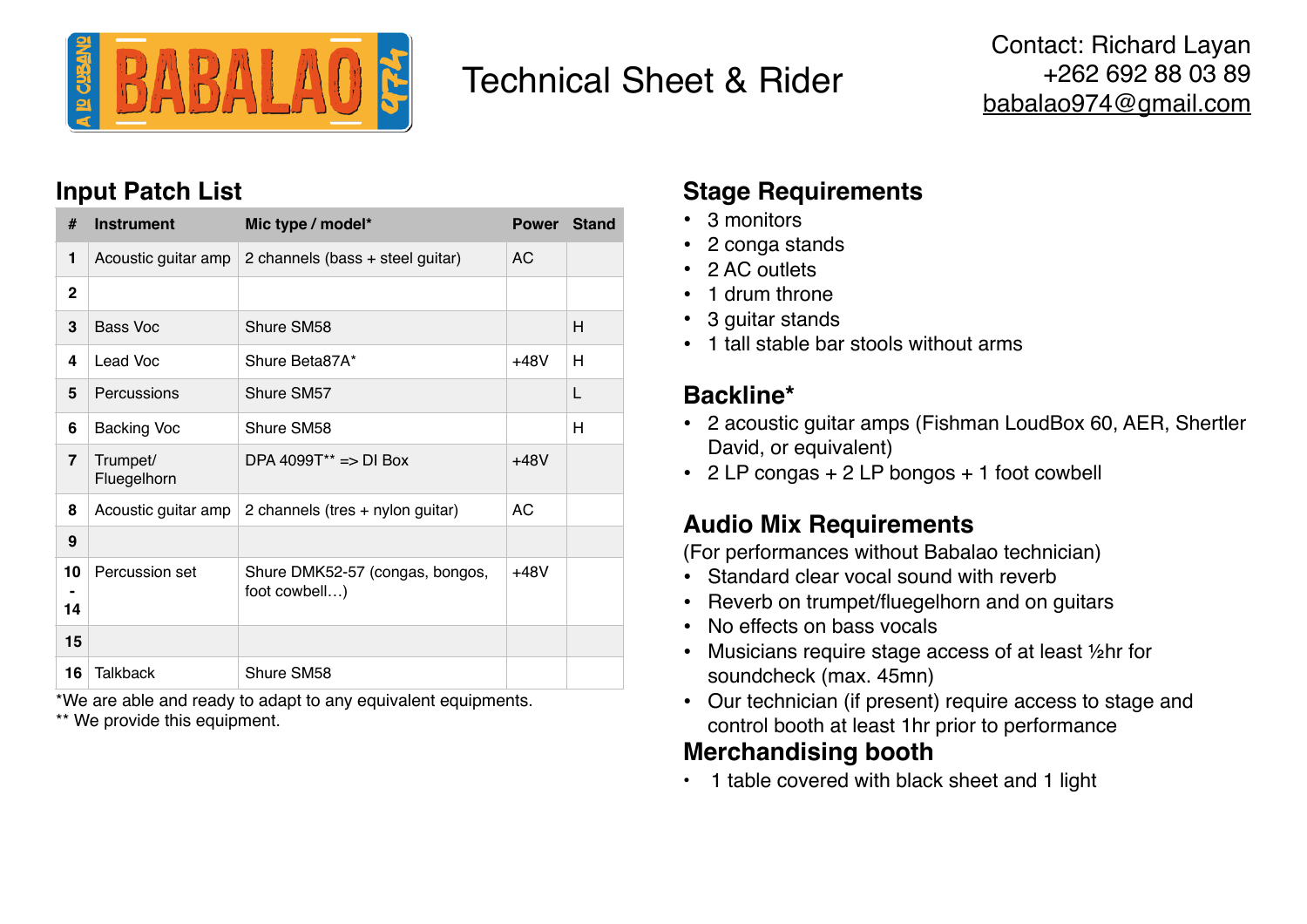# Technical Sheet & Rider

Contact: Richard Layan
+262 692 88 03 89
babalao974@gmail.com

## Input Patch List

| # | Instrument | Mic type / model* | Power | Stand |
|---|---|---|---|---|
| 1 | Acoustic guitar amp | 2 channels (bass + steel guitar) | AC | |
| 2 | | | | |
| 3 | Bass Voc | Shure SM58 | | H |
| 4 | Lead Voc | Shure Beta87A* | +48V | H |
| 5 | Percussions | Shure SM57 | | L |
| 6 | Backing Voc | Shure SM58 | | H |
| 7 | Trumpet/ Fluegelhorn | DPA 4099T** => DI Box | +48V | |
| 8 | Acoustic guitar amp | 2 channels (tres + nylon guitar) | AC | |
| 9 | | | | |
| 10 - 14 | Percussion set | Shure DMK52-57 (congas, bongos, foot cowbell…) | +48V | |
| 15 | | | | |
| 16 | Talkback | Shure SM58 | | |

*We are able and ready to adapt to any equivalent equipments.
** We provide this equipment.

## Stage Requirements

- 3 monitors
- 2 conga stands
- 2 AC outlets
- 1 drum throne
- 3 guitar stands
- 1 tall stable bar stools without arms

## Backline*

- 2 acoustic guitar amps (Fishman LoudBox 60, AER, Shertler David, or equivalent)
- 2 LP congas + 2 LP bongos + 1 foot cowbell

## Audio Mix Requirements

(For performances without Babalao technician)

- Standard clear vocal sound with reverb
- Reverb on trumpet/fluegelhorn and on guitars
- No effects on bass vocals
- Musicians require stage access of at least ½hr for soundcheck (max. 45mn)
- Our technician (if present) require access to stage and control booth at least 1hr prior to performance

## Merchandising booth

- 1 table covered with black sheet and 1 light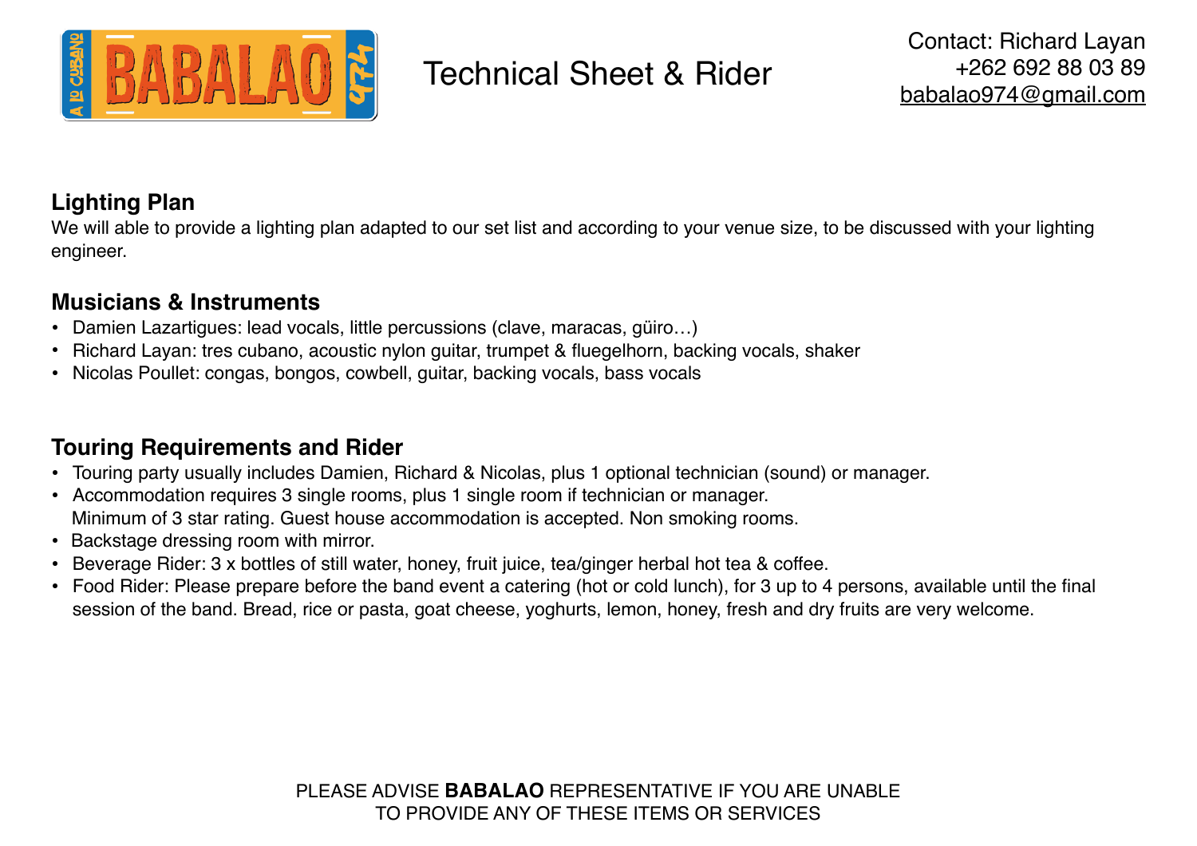Technical Sheet & Rider

Contact: Richard Layan
+262 692 88 03 89
babalao974@gmail.com

## Lighting Plan

We will able to provide a lighting plan adapted to our set list and according to your venue size, to be discussed with your lighting engineer.

## Musicians & Instruments

- Damien Lazartigues: lead vocals, little percussions (clave, maracas, güiro…)
- Richard Layan: tres cubano, acoustic nylon guitar, trumpet & fluegelhorn, backing vocals, shaker
- Nicolas Poullet: congas, bongos, cowbell, guitar, backing vocals, bass vocals

## Touring Requirements and Rider

- Touring party usually includes Damien, Richard & Nicolas, plus 1 optional technician (sound) or manager.
- Accommodation requires 3 single rooms, plus 1 single room if technician or manager.
  Minimum of 3 star rating. Guest house accommodation is accepted. Non smoking rooms.
- Backstage dressing room with mirror.
- Beverage Rider: 3 x bottles of still water, honey, fruit juice, tea/ginger herbal hot tea & coffee.
- Food Rider: Please prepare before the band event a catering (hot or cold lunch), for 3 up to 4 persons, available until the final session of the band. Bread, rice or pasta, goat cheese, yoghurts, lemon, honey, fresh and dry fruits are very welcome.

PLEASE ADVISE **BABALAO** REPRESENTATIVE IF YOU ARE UNABLE TO PROVIDE ANY OF THESE ITEMS OR SERVICES